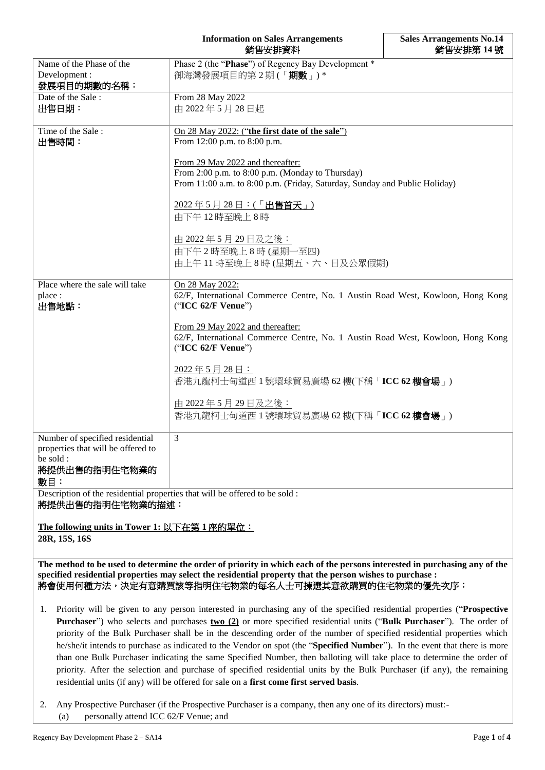# Information on Sales Arrangements 銷售安排資料

**Sales Arrangements No.14 銷售安排第 14 號**

| | |
|---|---|
| Name of the Phase of the Development : **發展項目的期數的名稱：** | Phase 2 (the "**Phase**") of Regency Bay Development * 御海灣發展項目的第 2 期 (「**期數**」) * |
| Date of the Sale : **出售日期：** | From 28 May 2022 由 2022 年 5 月 28 日起 |
| Time of the Sale : **出售時間：** | <u>On 28 May 2022: ("**the first date of the sale**")</u><br>From 12:00 p.m. to 8:00 p.m.<br><br><u>From 29 May 2022 and thereafter:</u><br>From 2:00 p.m. to 8:00 p.m. (Monday to Thursday)<br>From 11:00 a.m. to 8:00 p.m. (Friday, Saturday, Sunday and Public Holiday)<br><br><u>2022 年 5 月 28 日：(「**出售首天**」)</u><br>由下午 12 時至晚上 8 時<br><br><u>由 2022 年 5 月 29 日及之後：</u><br>由下午 2 時至晚上 8 時 (星期一至四)<br>由上午 11 時至晚上 8 時 (星期五、六、日及公眾假期) |
| Place where the sale will take place : **出售地點：** | <u>On 28 May 2022:</u><br>62/F, International Commerce Centre, No. 1 Austin Road West, Kowloon, Hong Kong ("**ICC 62/F Venue**")<br><br><u>From 29 May 2022 and thereafter:</u><br>62/F, International Commerce Centre, No. 1 Austin Road West, Kowloon, Hong Kong ("**ICC 62/F Venue**")<br><br><u>2022 年 5 月 28 日：</u><br>香港九龍柯士甸道西 1 號環球貿易廣場 62 樓(下稱「**ICC 62 樓會場**」)<br><br><u>由 2022 年 5 月 29 日及之後：</u><br>香港九龍柯士甸道西 1 號環球貿易廣場 62 樓(下稱「**ICC 62 樓會場**」) |
| Number of specified residential properties that will be offered to be sold : **將提供出售的指明住宅物業的數目：** | 3 |

Description of the residential properties that will be offered to be sold :
**將提供出售的指明住宅物業的描述：**

**<u>The following units in Tower 1: 以下在第 1 座的單位：</u>**
**28R, 15S, 16S**

**The method to be used to determine the order of priority in which each of the persons interested in purchasing any of the specified residential properties may select the residential property that the person wishes to purchase :**
**將會使用何種方法，決定有意購買該等指明住宅物業的每名人士可揀選其意欲購買的住宅物業的優先次序：**

1. Priority will be given to any person interested in purchasing any of the specified residential properties ("**Prospective Purchaser**") who selects and purchases **<u>two (2)</u>** or more specified residential units ("**Bulk Purchaser**"). The order of priority of the Bulk Purchaser shall be in the descending order of the number of specified residential properties which he/she/it intends to purchase as indicated to the Vendor on spot (the "**Specified Number**"). In the event that there is more than one Bulk Purchaser indicating the same Specified Number, then balloting will take place to determine the order of priority. After the selection and purchase of specified residential units by the Bulk Purchaser (if any), the remaining residential units (if any) will be offered for sale on a **first come first served basis**.

2. Any Prospective Purchaser (if the Prospective Purchaser is a company, then any one of its directors) must:-
   (a) personally attend ICC 62/F Venue; and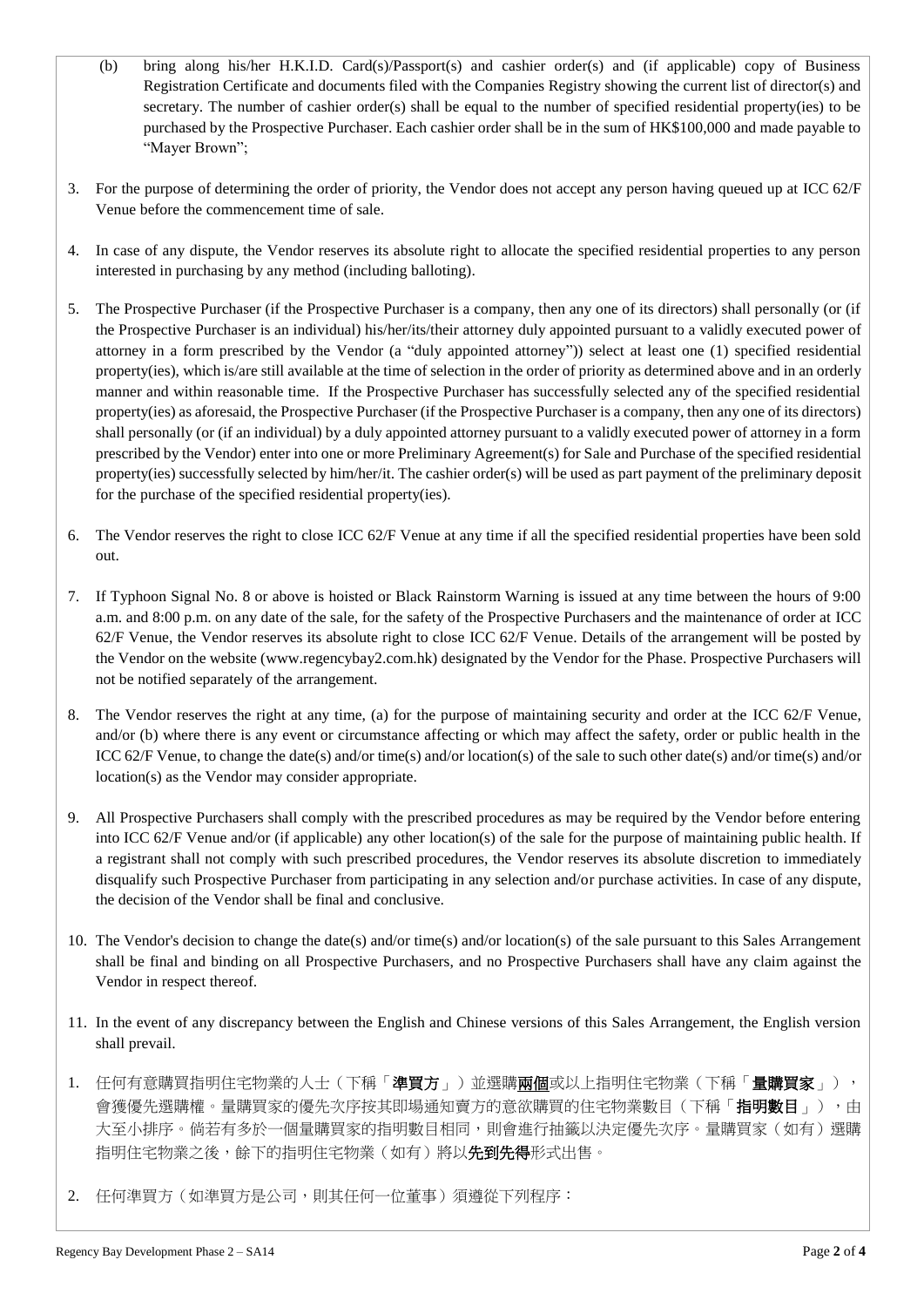(b) bring along his/her H.K.I.D. Card(s)/Passport(s) and cashier order(s) and (if applicable) copy of Business Registration Certificate and documents filed with the Companies Registry showing the current list of director(s) and secretary. The number of cashier order(s) shall be equal to the number of specified residential property(ies) to be purchased by the Prospective Purchaser. Each cashier order shall be in the sum of HK$100,000 and made payable to "Mayer Brown";

3. For the purpose of determining the order of priority, the Vendor does not accept any person having queued up at ICC 62/F Venue before the commencement time of sale.

4. In case of any dispute, the Vendor reserves its absolute right to allocate the specified residential properties to any person interested in purchasing by any method (including balloting).

5. The Prospective Purchaser (if the Prospective Purchaser is a company, then any one of its directors) shall personally (or (if the Prospective Purchaser is an individual) his/her/its/their attorney duly appointed pursuant to a validly executed power of attorney in a form prescribed by the Vendor (a "duly appointed attorney")) select at least one (1) specified residential property(ies), which is/are still available at the time of selection in the order of priority as determined above and in an orderly manner and within reasonable time. If the Prospective Purchaser has successfully selected any of the specified residential property(ies) as aforesaid, the Prospective Purchaser (if the Prospective Purchaser is a company, then any one of its directors) shall personally (or (if an individual) by a duly appointed attorney pursuant to a validly executed power of attorney in a form prescribed by the Vendor) enter into one or more Preliminary Agreement(s) for Sale and Purchase of the specified residential property(ies) successfully selected by him/her/it. The cashier order(s) will be used as part payment of the preliminary deposit for the purchase of the specified residential property(ies).

6. The Vendor reserves the right to close ICC 62/F Venue at any time if all the specified residential properties have been sold out.

7. If Typhoon Signal No. 8 or above is hoisted or Black Rainstorm Warning is issued at any time between the hours of 9:00 a.m. and 8:00 p.m. on any date of the sale, for the safety of the Prospective Purchasers and the maintenance of order at ICC 62/F Venue, the Vendor reserves its absolute right to close ICC 62/F Venue. Details of the arrangement will be posted by the Vendor on the website (www.regencybay2.com.hk) designated by the Vendor for the Phase. Prospective Purchasers will not be notified separately of the arrangement.

8. The Vendor reserves the right at any time, (a) for the purpose of maintaining security and order at the ICC 62/F Venue, and/or (b) where there is any event or circumstance affecting or which may affect the safety, order or public health in the ICC 62/F Venue, to change the date(s) and/or time(s) and/or location(s) of the sale to such other date(s) and/or time(s) and/or location(s) as the Vendor may consider appropriate.

9. All Prospective Purchasers shall comply with the prescribed procedures as may be required by the Vendor before entering into ICC 62/F Venue and/or (if applicable) any other location(s) of the sale for the purpose of maintaining public health. If a registrant shall not comply with such prescribed procedures, the Vendor reserves its absolute discretion to immediately disqualify such Prospective Purchaser from participating in any selection and/or purchase activities. In case of any dispute, the decision of the Vendor shall be final and conclusive.

10. The Vendor's decision to change the date(s) and/or time(s) and/or location(s) of the sale pursuant to this Sales Arrangement shall be final and binding on all Prospective Purchasers, and no Prospective Purchasers shall have any claim against the Vendor in respect thereof.

11. In the event of any discrepancy between the English and Chinese versions of this Sales Arrangement, the English version shall prevail.

1. 任何有意購買指明住宅物業的人士（下稱「**準買方**」）並選購**兩個**或以上指明住宅物業（下稱「**量購買家**」），會獲優先選購權。量購買家的優先次序按其即場通知賣方的意欲購買的住宅物業數目（下稱「**指明數目**」），由大至小排序。倘若有多於一個量購買家的指明數目相同，則會進行抽籤以決定優先次序。量購買家（如有）選購指明住宅物業之後，餘下的指明住宅物業（如有）將以**先到先得**形式出售。

2. 任何準買方（如準買方是公司，則其任何一位董事）須遵從下列程序：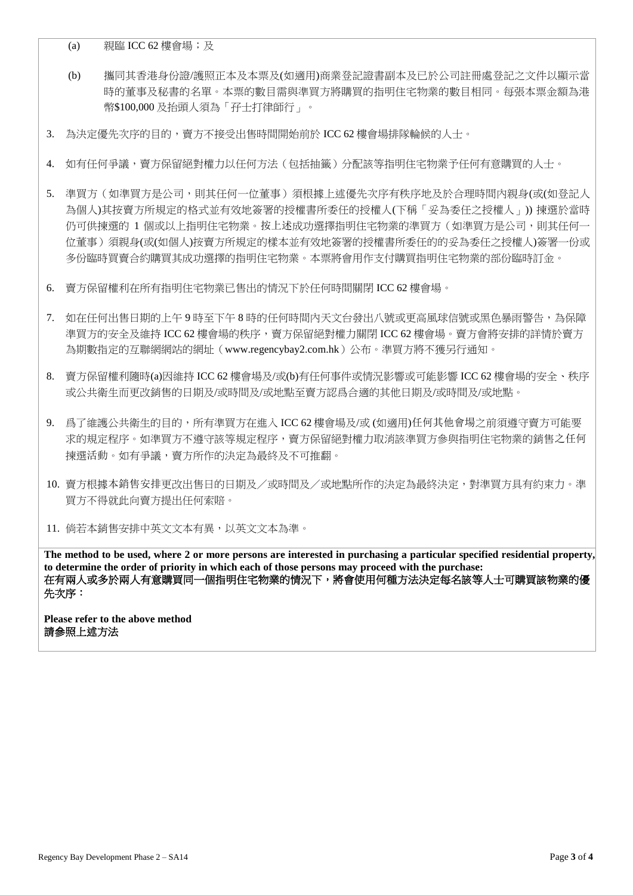(a) 親臨 ICC 62 樓會場；及

(b) 攜同其香港身份證/護照正本及本票及(如適用)商業登記證書副本及已於公司註冊處登記之文件以顯示當時的董事及秘書的名單。本票的數目需與準買方將購買的指明住宅物業的數目相同。每張本票金額為港幣$100,000 及抬頭人須為「孖士打律師行」。

3. 為決定優先次序的目的，賣方不接受出售時間開始前於 ICC 62 樓會場排隊輪候的人士。

4. 如有任何爭議，賣方保留絕對權力以任何方法（包括抽籤）分配該等指明住宅物業予任何有意購買的人士。

5. 準買方（如準買方是公司，則其任何一位董事）須根據上述優先次序有秩序地及於合理時間內親身(或(如登記人為個人)其按賣方所規定的格式並有效地簽署的授權書所委任的授權人(下稱「妥為委任之授權人」)) 揀選於當時仍可供揀選的 1 個或以上指明住宅物業。按上述成功選擇指明住宅物業的準買方（如準買方是公司，則其任何一位董事）須親身(或(如個人)按賣方所規定的樣本並有效地簽署的授權書所委任的的妥為委任之授權人)簽署一份或多份臨時買賣合約購買其成功選擇的指明住宅物業。本票將會用作支付購買指明住宅物業的部份臨時訂金。

6. 賣方保留權利在所有指明住宅物業已售出的情況下於任何時間關閉 ICC 62 樓會場。

7. 如在任何出售日期的上午 9 時至下午 8 時的任何時間內天文台發出八號或更高風球信號或黑色暴雨警告，為保障準買方的安全及維持 ICC 62 樓會場的秩序，賣方保留絕對權力關閉 ICC 62 樓會場。賣方會將安排的詳情於賣方為期數指定的互聯網網站的網址（www.regencybay2.com.hk）公布。準買方將不獲另行通知。

8. 賣方保留權利隨時(a)因維持 ICC 62 樓會場及/或(b)有任何事件或情況影響或可能影響 ICC 62 樓會場的安全、秩序或公共衞生而更改銷售的日期及/或時間及/或地點至賣方認爲合適的其他日期及/或時間及/或地點。

9. 爲了維護公共衛生的目的，所有準買方在進入 ICC 62 樓會場及/或 (如適用)任何其他會場之前須遵守賣方可能要求的規定程序。如準買方不遵守該等規定程序，賣方保留絕對權力取消該準買方參與指明住宅物業的銷售之任何揀選活動。如有爭議，賣方所作的決定為最終及不可推翻。

10. 賣方根據本銷售安排更改出售日的日期及／或時間及／或地點所作的決定為最終決定，對準買方具有約束力。準買方不得就此向賣方提出任何索賠。

11. 倘若本銷售安排中英文文本有異，以英文文本為準。

**The method to be used, where 2 or more persons are interested in purchasing a particular specified residential property, to determine the order of priority in which each of those persons may proceed with the purchase:**
**在有兩人或多於兩人有意購買同一個指明住宅物業的情況下，將會使用何種方法決定每名該等人士可購買該物業的優先次序：**

**Please refer to the above method**
**請參照上述方法**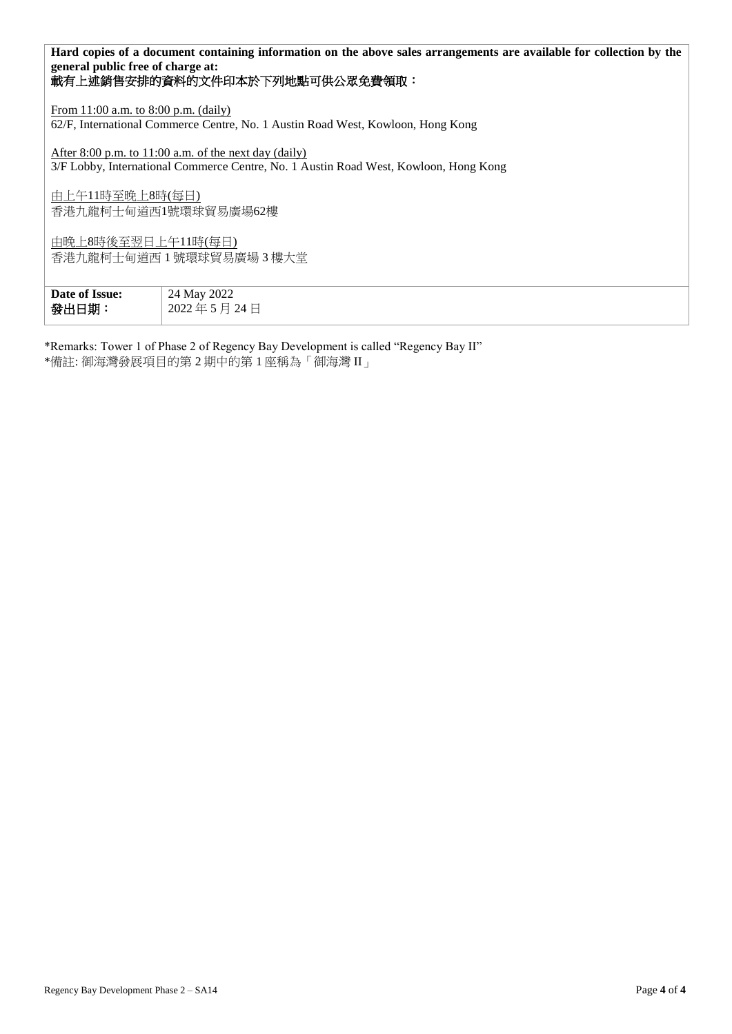**Hard copies of a document containing information on the above sales arrangements are available for collection by the general public free of charge at:**
**載有上述銷售安排的資料的文件印本於下列地點可供公眾免費領取：**

From 11:00 a.m. to 8:00 p.m. (daily)
62/F, International Commerce Centre, No. 1 Austin Road West, Kowloon, Hong Kong

After 8:00 p.m. to 11:00 a.m. of the next day (daily)
3/F Lobby, International Commerce Centre, No. 1 Austin Road West, Kowloon, Hong Kong

由上午11時至晚上8時(每日)
香港九龍柯士甸道西1號環球貿易廣場62樓

由晚上8時後至翌日上午11時(每日)
香港九龍柯士甸道西 1 號環球貿易廣場 3 樓大堂

| | |
|---|---|
| **Date of Issue:**<br>**發出日期：** | 24 May 2022<br>2022 年 5 月 24 日 |

*Remarks: Tower 1 of Phase 2 of Regency Bay Development is called “Regency Bay II”
*備註: 御海灣發展項目的第 2 期中的第 1 座稱為「御海灣 II」